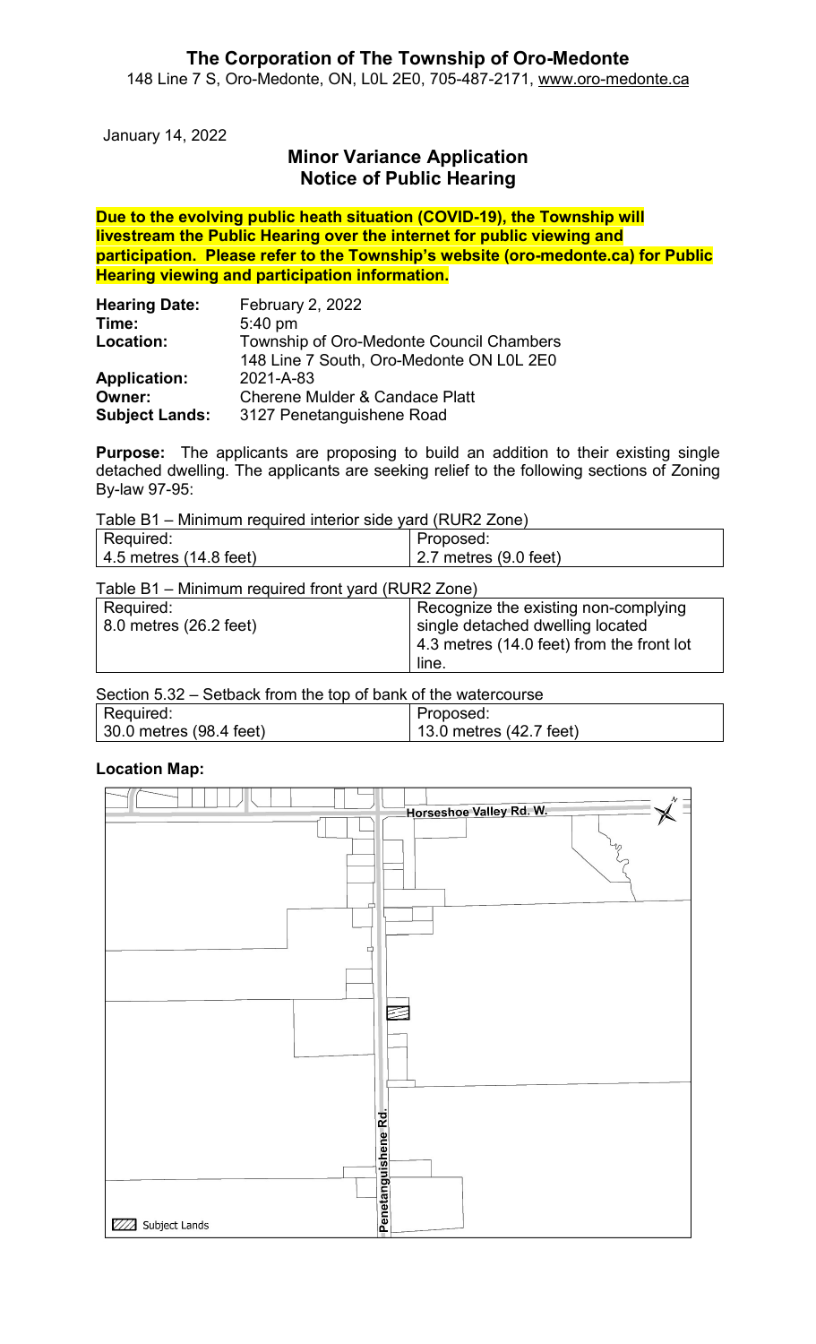# The Corporation of The Township of Oro-Medonte

148 Line 7 S, Oro-Medonte, ON, L0L 2E0, 705-487-2171, www.oro-medonte.ca

January 14, 2022

## Minor Variance Application
## Notice of Public Hearing

**Due to the evolving public heath situation (COVID-19), the Township will livestream the Public Hearing over the internet for public viewing and participation. Please refer to the Township's website (oro-medonte.ca) for Public Hearing viewing and participation information.**

| | |
|---|---|
| **Hearing Date:** | February 2, 2022 |
| **Time:** | 5:40 pm |
| **Location:** | Township of Oro-Medonte Council Chambers<br>148 Line 7 South, Oro-Medonte ON L0L 2E0 |
| **Application:** | 2021-A-83 |
| **Owner:** | Cherene Mulder & Candace Platt |
| **Subject Lands:** | 3127 Penetanguishene Road |

**Purpose:** The applicants are proposing to build an addition to their existing single detached dwelling. The applicants are seeking relief to the following sections of Zoning By-law 97-95:

Table B1 – Minimum required interior side yard (RUR2 Zone)

| Required: | Proposed: |
|---|---|
| 4.5 metres (14.8 feet) | 2.7 metres (9.0 feet) |

Table B1 – Minimum required front yard (RUR2 Zone)

| Required: | |
|---|---|
| 8.0 metres (26.2 feet) | Recognize the existing non-complying single detached dwelling located 4.3 metres (14.0 feet) from the front lot line. |

Section 5.32 – Setback from the top of bank of the watercourse

| Required: | Proposed: |
|---|---|
| 30.0 metres (98.4 feet) | 13.0 metres (42.7 feet) |

**Location Map:**

Horseshoe Valley Rd. W.

Penetanguishene Rd.

Subject Lands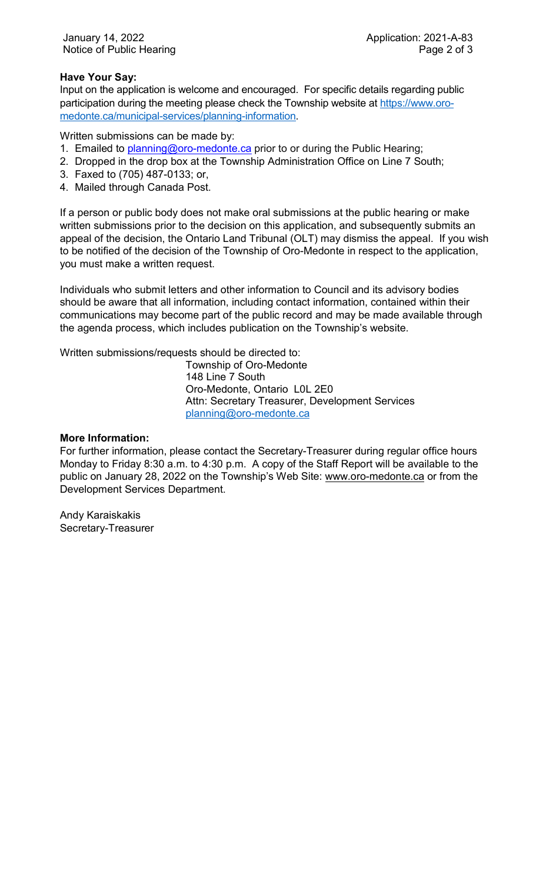**Have Your Say:**

Input on the application is welcome and encouraged. For specific details regarding public participation during the meeting please check the Township website at https://www.oro-medonte.ca/municipal-services/planning-information.

Written submissions can be made by:

1. Emailed to planning@oro-medonte.ca prior to or during the Public Hearing;
2. Dropped in the drop box at the Township Administration Office on Line 7 South;
3. Faxed to (705) 487-0133; or,
4. Mailed through Canada Post.

If a person or public body does not make oral submissions at the public hearing or make written submissions prior to the decision on this application, and subsequently submits an appeal of the decision, the Ontario Land Tribunal (OLT) may dismiss the appeal. If you wish to be notified of the decision of the Township of Oro-Medonte in respect to the application, you must make a written request.

Individuals who submit letters and other information to Council and its advisory bodies should be aware that all information, including contact information, contained within their communications may become part of the public record and may be made available through the agenda process, which includes publication on the Township's website.

Written submissions/requests should be directed to:

Township of Oro-Medonte
148 Line 7 South
Oro-Medonte, Ontario L0L 2E0
Attn: Secretary Treasurer, Development Services
planning@oro-medonte.ca

**More Information:**

For further information, please contact the Secretary-Treasurer during regular office hours Monday to Friday 8:30 a.m. to 4:30 p.m. A copy of the Staff Report will be available to the public on January 28, 2022 on the Township's Web Site: www.oro-medonte.ca or from the Development Services Department.

Andy Karaiskakis
Secretary-Treasurer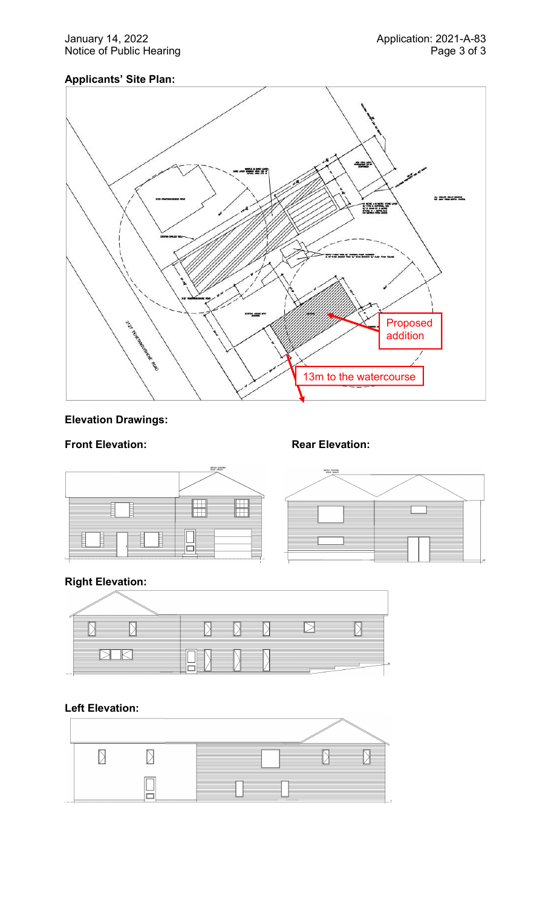**Applicants' Site Plan:**

Proposed addition

13m to the watercourse

**Elevation Drawings:**

**Front Elevation:**

**Rear Elevation:**

**Right Elevation:**

**Left Elevation:**